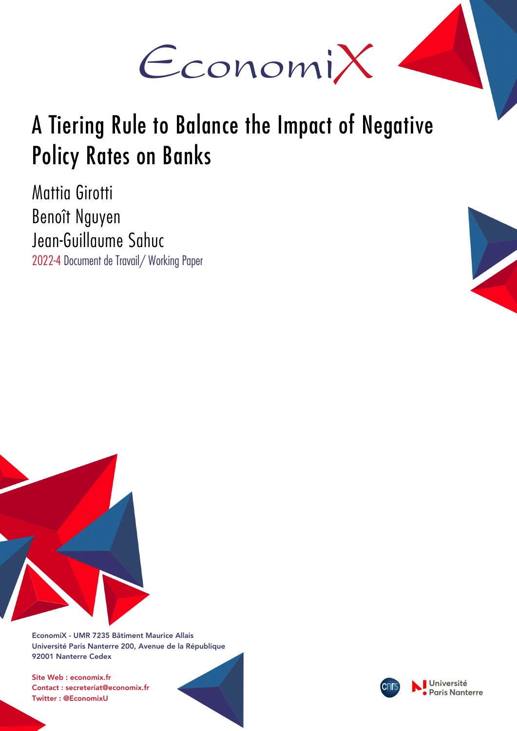EconomiX

# A Tiering Rule to Balance the Impact of Negative Policy Rates on Banks

Mattia Girotti
Benoît Nguyen
Jean-Guillaume Sahuc

2022-4 Document de Travail/ Working Paper

EconomiX - UMR 7235 Bâtiment Maurice Allais
Université Paris Nanterre 200, Avenue de la République
92001 Nanterre Cedex

Site Web : economix.fr
Contact : secreteriat@economix.fr
Twitter : @EconomixU

Université Paris Nanterre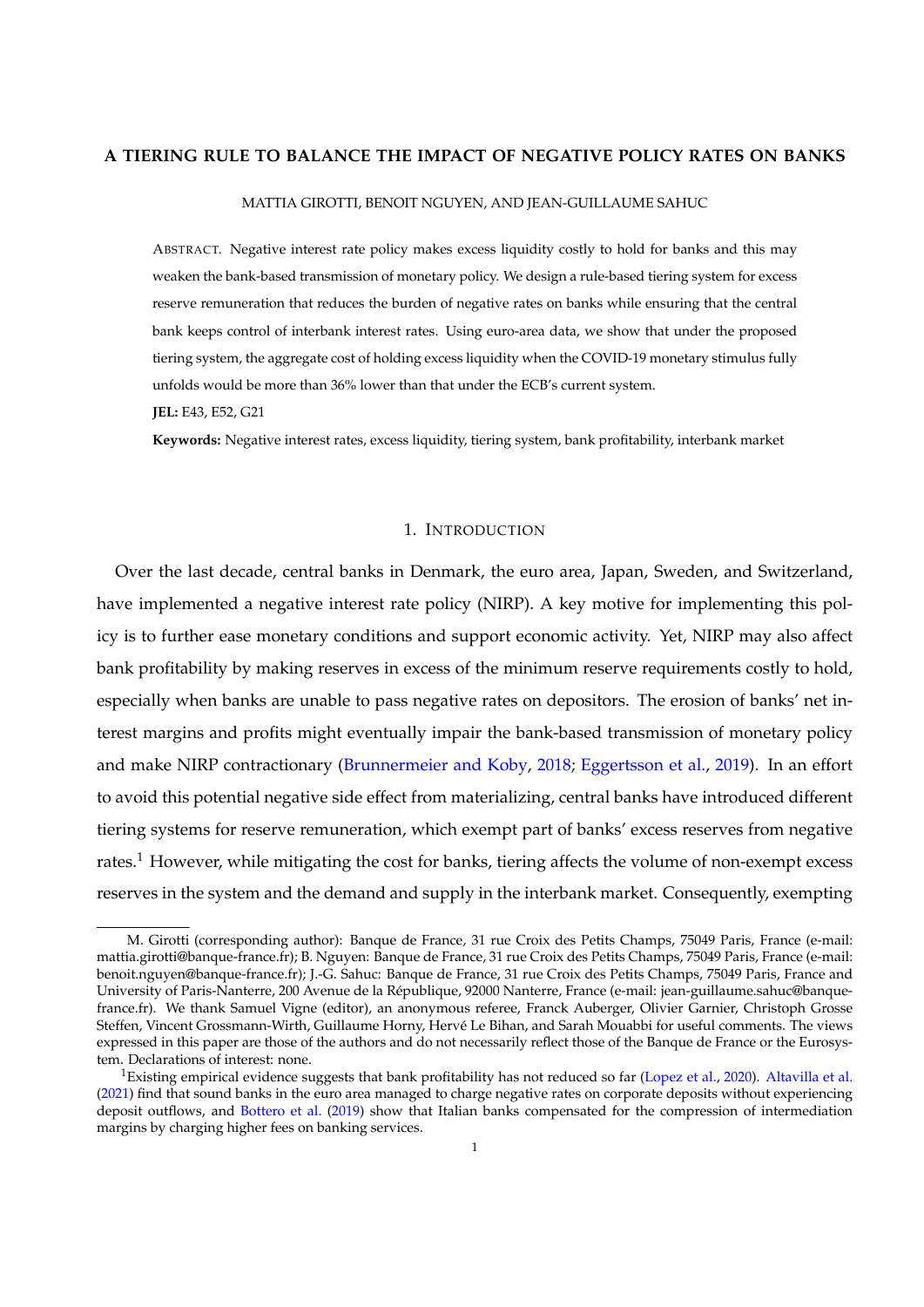**A TIERING RULE TO BALANCE THE IMPACT OF NEGATIVE POLICY RATES ON BANKS**

MATTIA GIROTTI, BENOIT NGUYEN, AND JEAN-GUILLAUME SAHUC

ABSTRACT. Negative interest rate policy makes excess liquidity costly to hold for banks and this may weaken the bank-based transmission of monetary policy. We design a rule-based tiering system for excess reserve remuneration that reduces the burden of negative rates on banks while ensuring that the central bank keeps control of interbank interest rates. Using euro-area data, we show that under the proposed tiering system, the aggregate cost of holding excess liquidity when the COVID-19 monetary stimulus fully unfolds would be more than 36% lower than that under the ECB's current system.

**JEL:** E43, E52, G21

**Keywords:** Negative interest rates, excess liquidity, tiering system, bank profitability, interbank market

## 1. INTRODUCTION

Over the last decade, central banks in Denmark, the euro area, Japan, Sweden, and Switzerland, have implemented a negative interest rate policy (NIRP). A key motive for implementing this policy is to further ease monetary conditions and support economic activity. Yet, NIRP may also affect bank profitability by making reserves in excess of the minimum reserve requirements costly to hold, especially when banks are unable to pass negative rates on depositors. The erosion of banks' net interest margins and profits might eventually impair the bank-based transmission of monetary policy and make NIRP contractionary (Brunnermeier and Koby, 2018; Eggertsson et al., 2019). In an effort to avoid this potential negative side effect from materializing, central banks have introduced different tiering systems for reserve remuneration, which exempt part of banks' excess reserves from negative rates.[1] However, while mitigating the cost for banks, tiering affects the volume of non-exempt excess reserves in the system and the demand and supply in the interbank market. Consequently, exempting

M. Girotti (corresponding author): Banque de France, 31 rue Croix des Petits Champs, 75049 Paris, France (e-mail: mattia.girotti@banque-france.fr); B. Nguyen: Banque de France, 31 rue Croix des Petits Champs, 75049 Paris, France (e-mail: benoit.nguyen@banque-france.fr); J.-G. Sahuc: Banque de France, 31 rue Croix des Petits Champs, 75049 Paris, France and University of Paris-Nanterre, 200 Avenue de la République, 92000 Nanterre, France (e-mail: jean-guillaume.sahuc@banque-france.fr). We thank Samuel Vigne (editor), an anonymous referee, Franck Auberger, Olivier Garnier, Christoph Grosse Steffen, Vincent Grossmann-Wirth, Guillaume Horny, Hervé Le Bihan, and Sarah Mouabbi for useful comments. The views expressed in this paper are those of the authors and do not necessarily reflect those of the Banque de France or the Eurosystem. Declarations of interest: none.

[1] Existing empirical evidence suggests that bank profitability has not reduced so far (Lopez et al., 2020). Altavilla et al. (2021) find that sound banks in the euro area managed to charge negative rates on corporate deposits without experiencing deposit outflows, and Bottero et al. (2019) show that Italian banks compensated for the compression of intermediation margins by charging higher fees on banking services.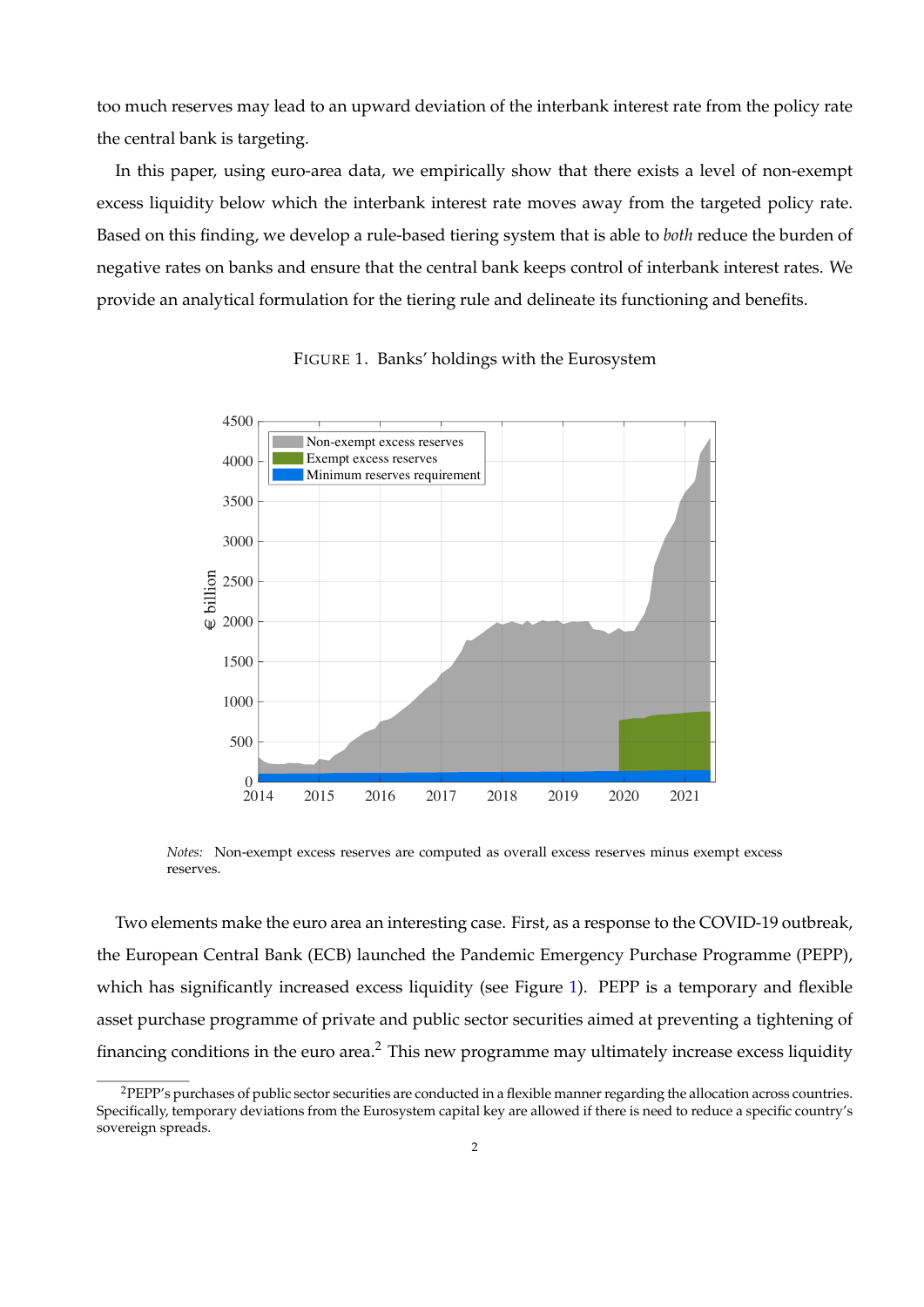too much reserves may lead to an upward deviation of the interbank interest rate from the policy rate the central bank is targeting.

In this paper, using euro-area data, we empirically show that there exists a level of non-exempt excess liquidity below which the interbank interest rate moves away from the targeted policy rate. Based on this finding, we develop a rule-based tiering system that is able to *both* reduce the burden of negative rates on banks and ensure that the central bank keeps control of interbank interest rates. We provide an analytical formulation for the tiering rule and delineate its functioning and benefits.

FIGURE 1. Banks' holdings with the Eurosystem

Non-exempt excess reserves
Exempt excess reserves
Minimum reserves requirement

€ billion

4500
4000
3500
3000
2500
2000
1500
1000
500
0

2014
2015
2016
2017
2018
2019
2020
2021

*Notes:* Non-exempt excess reserves are computed as overall excess reserves minus exempt excess reserves.

Two elements make the euro area an interesting case. First, as a response to the COVID-19 outbreak, the European Central Bank (ECB) launched the Pandemic Emergency Purchase Programme (PEPP), which has significantly increased excess liquidity (see Figure 1). PEPP is a temporary and flexible asset purchase programme of private and public sector securities aimed at preventing a tightening of financing conditions in the euro area.[2] This new programme may ultimately increase excess liquidity

[2] PEPP's purchases of public sector securities are conducted in a flexible manner regarding the allocation across countries. Specifically, temporary deviations from the Eurosystem capital key are allowed if there is need to reduce a specific country's sovereign spreads.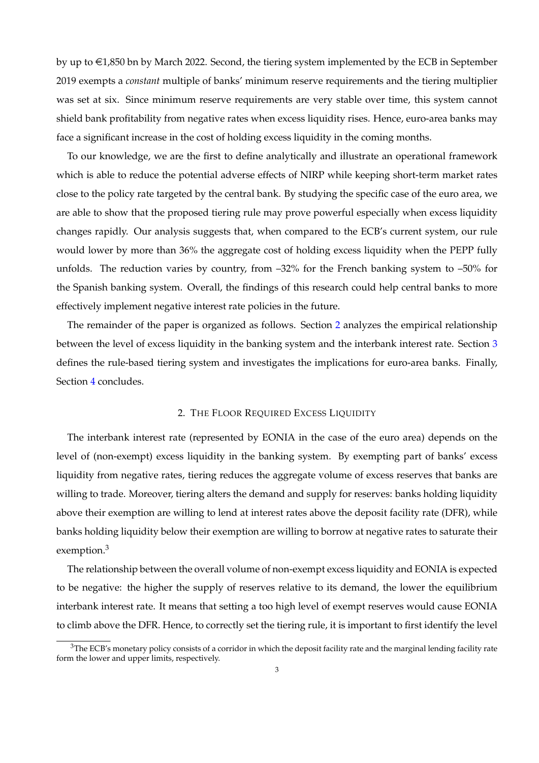by up to €1,850 bn by March 2022. Second, the tiering system implemented by the ECB in September 2019 exempts a *constant* multiple of banks' minimum reserve requirements and the tiering multiplier was set at six. Since minimum reserve requirements are very stable over time, this system cannot shield bank profitability from negative rates when excess liquidity rises. Hence, euro-area banks may face a significant increase in the cost of holding excess liquidity in the coming months.

To our knowledge, we are the first to define analytically and illustrate an operational framework which is able to reduce the potential adverse effects of NIRP while keeping short-term market rates close to the policy rate targeted by the central bank. By studying the specific case of the euro area, we are able to show that the proposed tiering rule may prove powerful especially when excess liquidity changes rapidly. Our analysis suggests that, when compared to the ECB's current system, our rule would lower by more than 36% the aggregate cost of holding excess liquidity when the PEPP fully unfolds. The reduction varies by country, from –32% for the French banking system to –50% for the Spanish banking system. Overall, the findings of this research could help central banks to more effectively implement negative interest rate policies in the future.

The remainder of the paper is organized as follows. Section 2 analyzes the empirical relationship between the level of excess liquidity in the banking system and the interbank interest rate. Section 3 defines the rule-based tiering system and investigates the implications for euro-area banks. Finally, Section 4 concludes.

## 2. The Floor Required Excess Liquidity

The interbank interest rate (represented by EONIA in the case of the euro area) depends on the level of (non-exempt) excess liquidity in the banking system. By exempting part of banks' excess liquidity from negative rates, tiering reduces the aggregate volume of excess reserves that banks are willing to trade. Moreover, tiering alters the demand and supply for reserves: banks holding liquidity above their exemption are willing to lend at interest rates above the deposit facility rate (DFR), while banks holding liquidity below their exemption are willing to borrow at negative rates to saturate their exemption.[3]

The relationship between the overall volume of non-exempt excess liquidity and EONIA is expected to be negative: the higher the supply of reserves relative to its demand, the lower the equilibrium interbank interest rate. It means that setting a too high level of exempt reserves would cause EONIA to climb above the DFR. Hence, to correctly set the tiering rule, it is important to first identify the level

[3] The ECB's monetary policy consists of a corridor in which the deposit facility rate and the marginal lending facility rate form the lower and upper limits, respectively.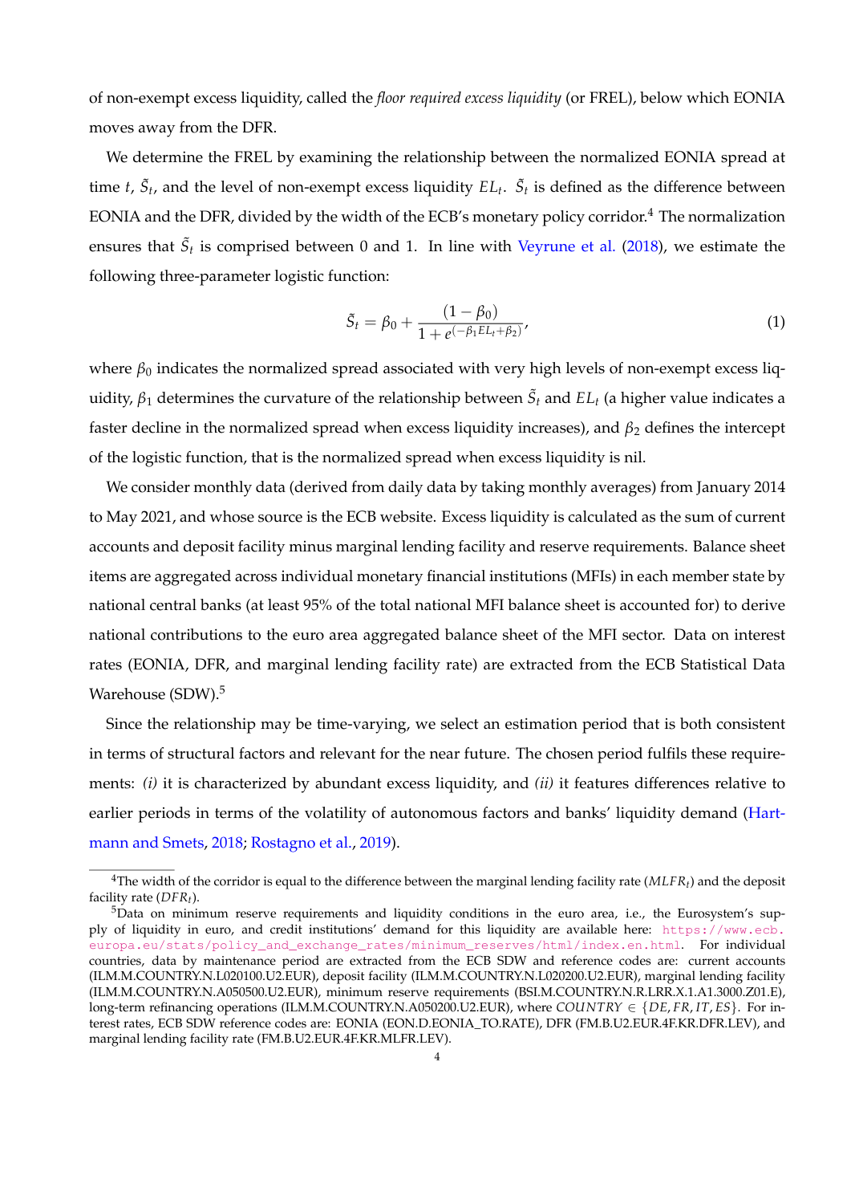of non-exempt excess liquidity, called the *floor required excess liquidity* (or FREL), below which EONIA moves away from the DFR.

We determine the FREL by examining the relationship between the normalized EONIA spread at time $t$, $\tilde{S}_t$, and the level of non-exempt excess liquidity $EL_t$. $\tilde{S}_t$ is defined as the difference between EONIA and the DFR, divided by the width of the ECB's monetary policy corridor.[4] The normalization ensures that $\tilde{S}_t$ is comprised between 0 and 1. In line with Veyrune et al. (2018), we estimate the following three-parameter logistic function:

$$\tilde{S}_t = \beta_0 + \frac{(1-\beta_0)}{1+e^{(-\beta_1 EL_t + \beta_2)}}, \tag{1}$$

where $\beta_0$ indicates the normalized spread associated with very high levels of non-exempt excess liquidity, $\beta_1$ determines the curvature of the relationship between $\tilde{S}_t$ and $EL_t$ (a higher value indicates a faster decline in the normalized spread when excess liquidity increases), and $\beta_2$ defines the intercept of the logistic function, that is the normalized spread when excess liquidity is nil.

We consider monthly data (derived from daily data by taking monthly averages) from January 2014 to May 2021, and whose source is the ECB website. Excess liquidity is calculated as the sum of current accounts and deposit facility minus marginal lending facility and reserve requirements. Balance sheet items are aggregated across individual monetary financial institutions (MFIs) in each member state by national central banks (at least 95% of the total national MFI balance sheet is accounted for) to derive national contributions to the euro area aggregated balance sheet of the MFI sector. Data on interest rates (EONIA, DFR, and marginal lending facility rate) are extracted from the ECB Statistical Data Warehouse (SDW).[5]

Since the relationship may be time-varying, we select an estimation period that is both consistent in terms of structural factors and relevant for the near future. The chosen period fulfils these requirements: *(i)* it is characterized by abundant excess liquidity, and *(ii)* it features differences relative to earlier periods in terms of the volatility of autonomous factors and banks' liquidity demand (Hartmann and Smets, 2018; Rostagno et al., 2019).

---

[4] The width of the corridor is equal to the difference between the marginal lending facility rate ($MLFR_t$) and the deposit facility rate ($DFR_t$).

[5] Data on minimum reserve requirements and liquidity conditions in the euro area, i.e., the Eurosystem's supply of liquidity in euro, and credit institutions' demand for this liquidity are available here: https://www.ecb.europa.eu/stats/policy_and_exchange_rates/minimum_reserves/html/index.en.html. For individual countries, data by maintenance period are extracted from the ECB SDW and reference codes are: current accounts (ILM.M.COUNTRY.N.L020100.U2.EUR), deposit facility (ILM.M.COUNTRY.N.L020200.U2.EUR), marginal lending facility (ILM.M.COUNTRY.N.A050500.U2.EUR), minimum reserve requirements (BSI.M.COUNTRY.N.R.LRR.X.1.A1.3000.Z01.E), long-term refinancing operations (ILM.M.COUNTRY.N.A050200.U2.EUR), where $COUNTRY \in \{DE, FR, IT, ES\}$. For interest rates, ECB SDW reference codes are: EONIA (EON.D.EONIA_TO.RATE), DFR (FM.B.U2.EUR.4F.KR.DFR.LEV), and marginal lending facility rate (FM.B.U2.EUR.4F.KR.MLFR.LEV).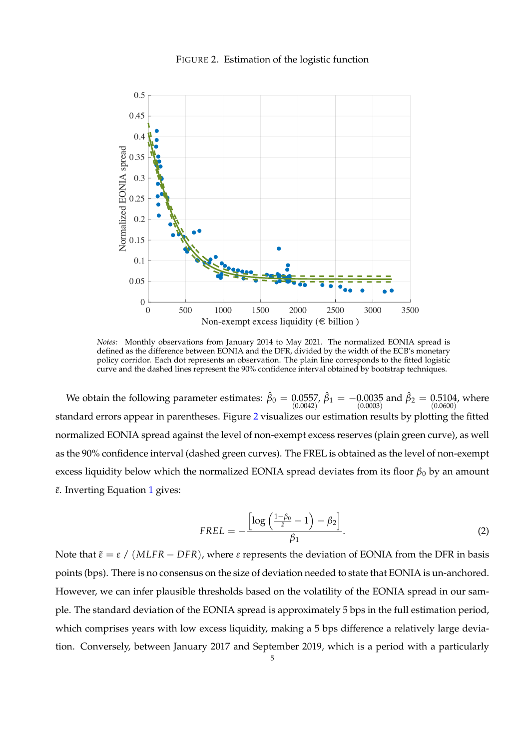FIGURE 2. Estimation of the logistic function

0.5
0.45
0.4
0.35
0.3
0.25
0.2
0.15
0.1
0.05
0

Normalized EONIA spread

0 500 1000 1500 2000 2500 3000 3500

Non-exempt excess liquidity (€ billion )

*Notes:* Monthly observations from January 2014 to May 2021. The normalized EONIA spread is defined as the difference between EONIA and the DFR, divided by the width of the ECB's monetary policy corridor. Each dot represents an observation. The plain line corresponds to the fitted logistic curve and the dashed lines represent the 90% confidence interval obtained by bootstrap techniques.

We obtain the following parameter estimates: $\hat{\beta}_0 = \underset{(0.0042)}{0.0557}$, $\hat{\beta}_1 = -\underset{(0.0003)}{0.0035}$ and $\hat{\beta}_2 = \underset{(0.0600)}{0.5104}$, where standard errors appear in parentheses. Figure 2 visualizes our estimation results by plotting the fitted normalized EONIA spread against the level of non-exempt excess reserves (plain green curve), as well as the 90% confidence interval (dashed green curves). The FREL is obtained as the level of non-exempt excess liquidity below which the normalized EONIA spread deviates from its floor $\beta_0$ by an amount $\tilde{\varepsilon}$. Inverting Equation 1 gives:

$$FREL = -\frac{\left[\log\left(\frac{1-\beta_0}{\tilde{\varepsilon}} - 1\right) - \beta_2\right]}{\beta_1}. \tag{2}$$

Note that $\tilde{\varepsilon} = \varepsilon \; / \; (MLFR - DFR)$, where $\varepsilon$ represents the deviation of EONIA from the DFR in basis points (bps). There is no consensus on the size of deviation needed to state that EONIA is un-anchored. However, we can infer plausible thresholds based on the volatility of the EONIA spread in our sample. The standard deviation of the EONIA spread is approximately 5 bps in the full estimation period, which comprises years with low excess liquidity, making a 5 bps difference a relatively large deviation. Conversely, between January 2017 and September 2019, which is a period with a particularly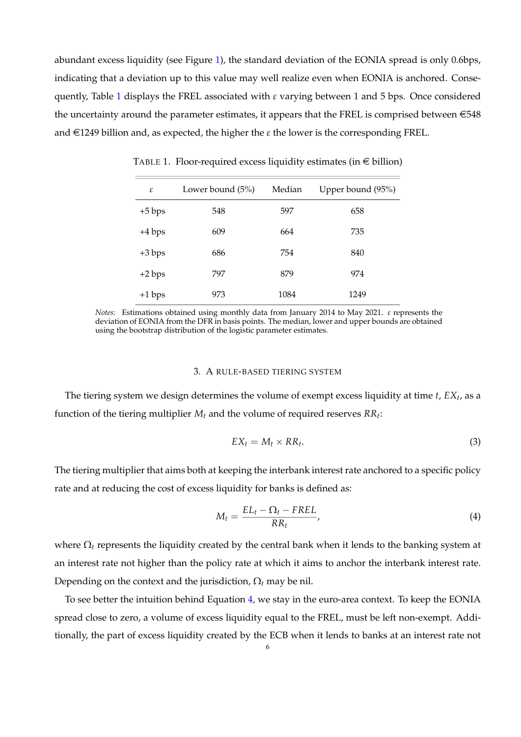abundant excess liquidity (see Figure 1), the standard deviation of the EONIA spread is only 0.6bps, indicating that a deviation up to this value may well realize even when EONIA is anchored. Consequently, Table 1 displays the FREL associated with $\varepsilon$ varying between 1 and 5 bps. Once considered the uncertainty around the parameter estimates, it appears that the FREL is comprised between €548 and €1249 billion and, as expected, the higher the $\varepsilon$ the lower is the corresponding FREL.

TABLE 1. Floor-required excess liquidity estimates (in € billion)

| $\varepsilon$ | Lower bound (5%) | Median | Upper bound (95%) |
|---|---|---|---|
| +5 bps | 548 | 597 | 658 |
| +4 bps | 609 | 664 | 735 |
| +3 bps | 686 | 754 | 840 |
| +2 bps | 797 | 879 | 974 |
| +1 bps | 973 | 1084 | 1249 |

*Notes:* Estimations obtained using monthly data from January 2014 to May 2021. $\varepsilon$ represents the deviation of EONIA from the DFR in basis points. The median, lower and upper bounds are obtained using the bootstrap distribution of the logistic parameter estimates.

## 3. A RULE-BASED TIERING SYSTEM

The tiering system we design determines the volume of exempt excess liquidity at time $t$, $EX_t$, as a function of the tiering multiplier $M_t$ and the volume of required reserves $RR_t$:

$$EX_t = M_t \times RR_t. \tag{3}$$

The tiering multiplier that aims both at keeping the interbank interest rate anchored to a specific policy rate and at reducing the cost of excess liquidity for banks is defined as:

$$M_t = \frac{EL_t - \Omega_t - FREL}{RR_t}, \tag{4}$$

where $\Omega_t$ represents the liquidity created by the central bank when it lends to the banking system at an interest rate not higher than the policy rate at which it aims to anchor the interbank interest rate. Depending on the context and the jurisdiction, $\Omega_t$ may be nil.

To see better the intuition behind Equation 4, we stay in the euro-area context. To keep the EONIA spread close to zero, a volume of excess liquidity equal to the FREL, must be left non-exempt. Additionally, the part of excess liquidity created by the ECB when it lends to banks at an interest rate not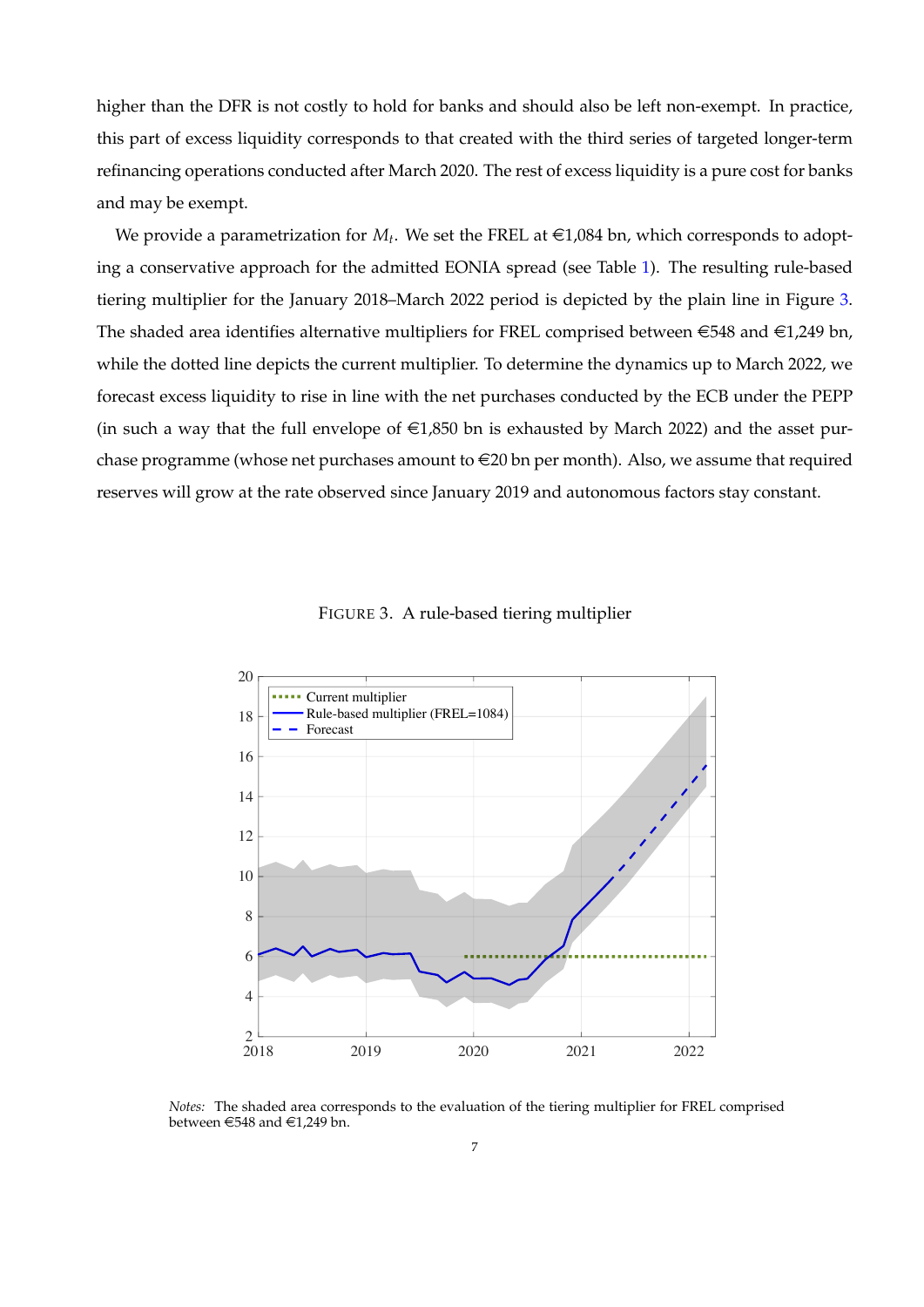higher than the DFR is not costly to hold for banks and should also be left non-exempt. In practice, this part of excess liquidity corresponds to that created with the third series of targeted longer-term refinancing operations conducted after March 2020. The rest of excess liquidity is a pure cost for banks and may be exempt.

We provide a parametrization for $M_t$. We set the FREL at €1,084 bn, which corresponds to adopting a conservative approach for the admitted EONIA spread (see Table 1). The resulting rule-based tiering multiplier for the January 2018–March 2022 period is depicted by the plain line in Figure 3. The shaded area identifies alternative multipliers for FREL comprised between €548 and €1,249 bn, while the dotted line depicts the current multiplier. To determine the dynamics up to March 2022, we forecast excess liquidity to rise in line with the net purchases conducted by the ECB under the PEPP (in such a way that the full envelope of €1,850 bn is exhausted by March 2022) and the asset purchase programme (whose net purchases amount to €20 bn per month). Also, we assume that required reserves will grow at the rate observed since January 2019 and autonomous factors stay constant.

FIGURE 3. A rule-based tiering multiplier

Current multiplier
Rule-based multiplier (FREL=1084)
Forecast

20
18
16
14
12
10
8
6
4
2

2018
2019
2020
2021
2022

*Notes:* The shaded area corresponds to the evaluation of the tiering multiplier for FREL comprised between €548 and €1,249 bn.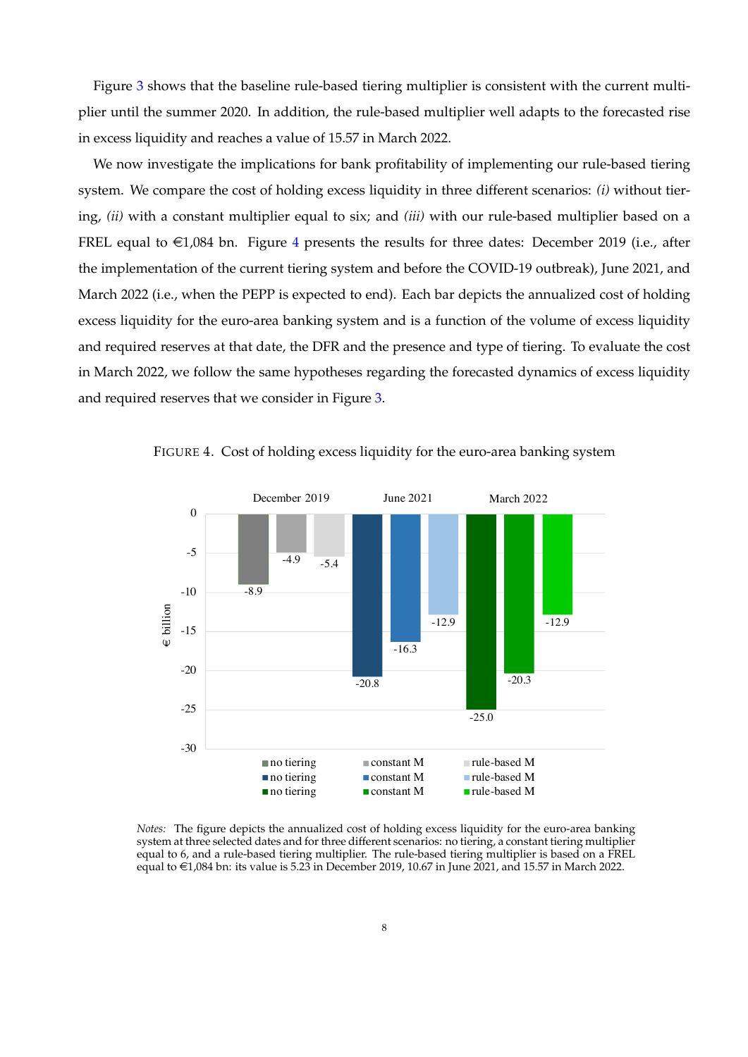Figure 3 shows that the baseline rule-based tiering multiplier is consistent with the current multiplier until the summer 2020. In addition, the rule-based multiplier well adapts to the forecasted rise in excess liquidity and reaches a value of 15.57 in March 2022.

We now investigate the implications for bank profitability of implementing our rule-based tiering system. We compare the cost of holding excess liquidity in three different scenarios: *(i)* without tiering, *(ii)* with a constant multiplier equal to six; and *(iii)* with our rule-based multiplier based on a FREL equal to €1,084 bn. Figure 4 presents the results for three dates: December 2019 (i.e., after the implementation of the current tiering system and before the COVID-19 outbreak), June 2021, and March 2022 (i.e., when the PEPP is expected to end). Each bar depicts the annualized cost of holding excess liquidity for the euro-area banking system and is a function of the volume of excess liquidity and required reserves at that date, the DFR and the presence and type of tiering. To evaluate the cost in March 2022, we follow the same hypotheses regarding the forecasted dynamics of excess liquidity and required reserves that we consider in Figure 3.

FIGURE 4. Cost of holding excess liquidity for the euro-area banking system

December 2019
June 2021
March 2022

€ billion

0
-5
-10
-15
-20
-25
-30

-8.9
-4.9
-5.4
-20.8
-16.3
-12.9
-25.0
-20.3
-12.9

no tiering
constant M
rule-based M
no tiering
constant M
rule-based M
no tiering
constant M
rule-based M

*Notes:* The figure depicts the annualized cost of holding excess liquidity for the euro-area banking system at three selected dates and for three different scenarios: no tiering, a constant tiering multiplier equal to 6, and a rule-based tiering multiplier. The rule-based tiering multiplier is based on a FREL equal to €1,084 bn: its value is 5.23 in December 2019, 10.67 in June 2021, and 15.57 in March 2022.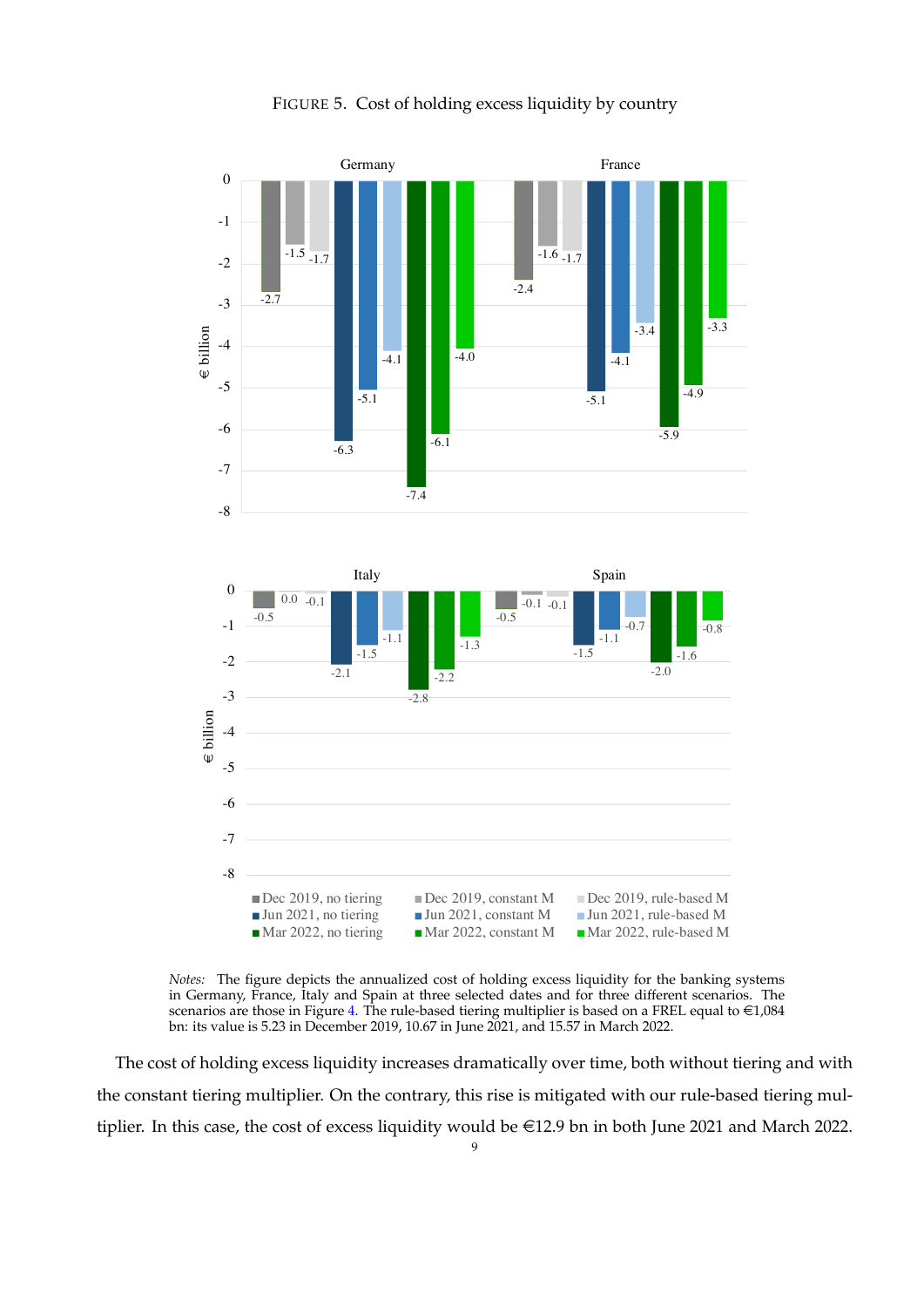FIGURE 5. Cost of holding excess liquidity by country

*Notes:* The figure depicts the annualized cost of holding excess liquidity for the banking systems in Germany, France, Italy and Spain at three selected dates and for three different scenarios. The scenarios are those in Figure 4. The rule-based tiering multiplier is based on a FREL equal to €1,084 bn: its value is 5.23 in December 2019, 10.67 in June 2021, and 15.57 in March 2022.

The cost of holding excess liquidity increases dramatically over time, both without tiering and with the constant tiering multiplier. On the contrary, this rise is mitigated with our rule-based tiering multiplier. In this case, the cost of excess liquidity would be €12.9 bn in both June 2021 and March 2022.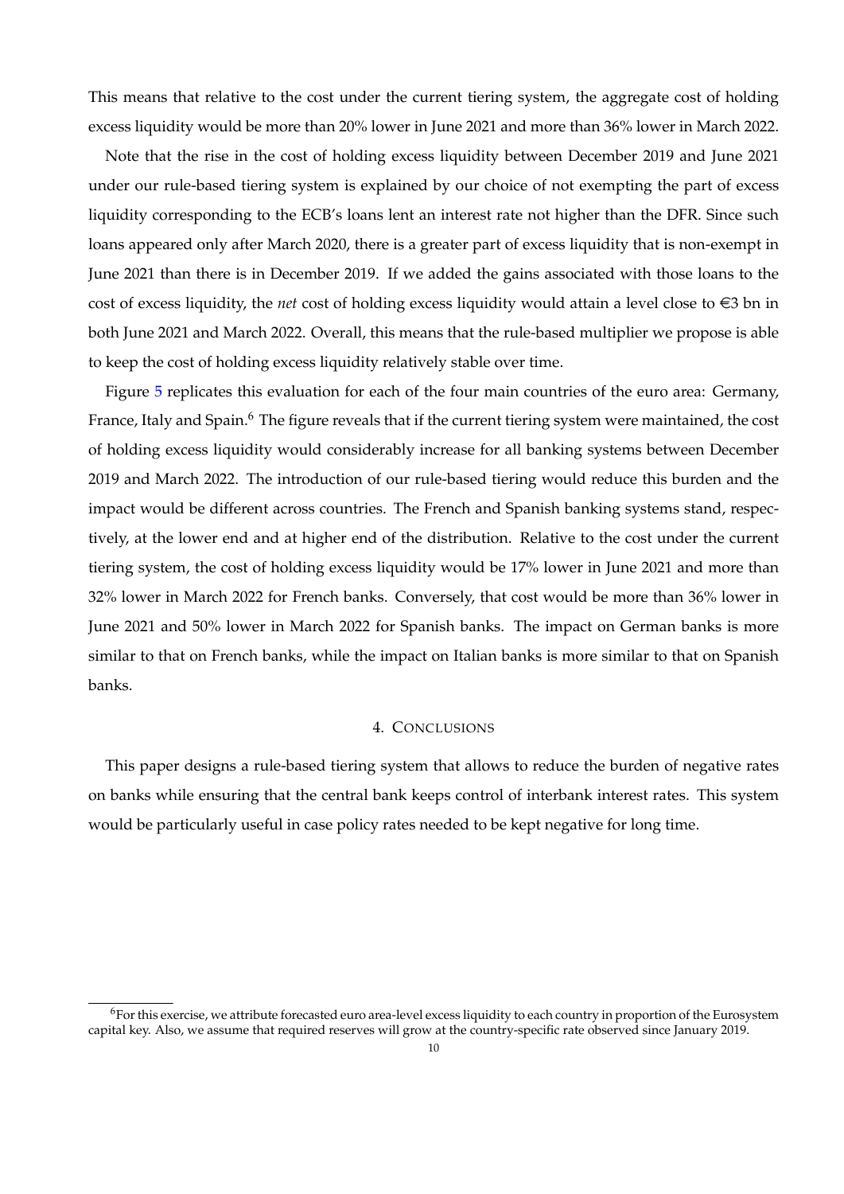This means that relative to the cost under the current tiering system, the aggregate cost of holding excess liquidity would be more than 20% lower in June 2021 and more than 36% lower in March 2022.

Note that the rise in the cost of holding excess liquidity between December 2019 and June 2021 under our rule-based tiering system is explained by our choice of not exempting the part of excess liquidity corresponding to the ECB's loans lent an interest rate not higher than the DFR. Since such loans appeared only after March 2020, there is a greater part of excess liquidity that is non-exempt in June 2021 than there is in December 2019. If we added the gains associated with those loans to the cost of excess liquidity, the *net* cost of holding excess liquidity would attain a level close to €3 bn in both June 2021 and March 2022. Overall, this means that the rule-based multiplier we propose is able to keep the cost of holding excess liquidity relatively stable over time.

Figure 5 replicates this evaluation for each of the four main countries of the euro area: Germany, France, Italy and Spain.[6] The figure reveals that if the current tiering system were maintained, the cost of holding excess liquidity would considerably increase for all banking systems between December 2019 and March 2022. The introduction of our rule-based tiering would reduce this burden and the impact would be different across countries. The French and Spanish banking systems stand, respectively, at the lower end and at higher end of the distribution. Relative to the cost under the current tiering system, the cost of holding excess liquidity would be 17% lower in June 2021 and more than 32% lower in March 2022 for French banks. Conversely, that cost would be more than 36% lower in June 2021 and 50% lower in March 2022 for Spanish banks. The impact on German banks is more similar to that on French banks, while the impact on Italian banks is more similar to that on Spanish banks.

## 4. Conclusions

This paper designs a rule-based tiering system that allows to reduce the burden of negative rates on banks while ensuring that the central bank keeps control of interbank interest rates. This system would be particularly useful in case policy rates needed to be kept negative for long time.

[6] For this exercise, we attribute forecasted euro area-level excess liquidity to each country in proportion of the Eurosystem capital key. Also, we assume that required reserves will grow at the country-specific rate observed since January 2019.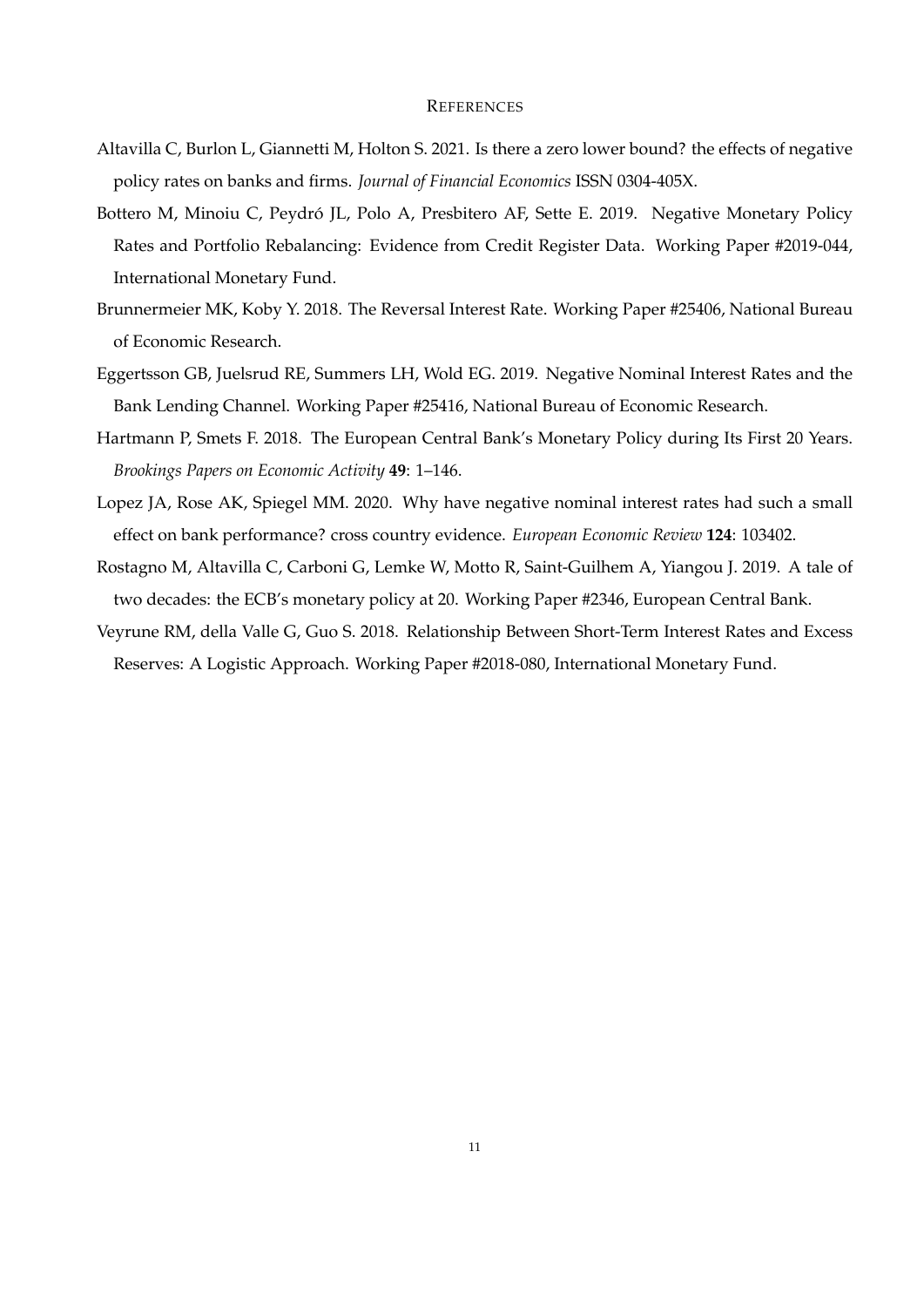## References

Altavilla C, Burlon L, Giannetti M, Holton S. 2021. Is there a zero lower bound? the effects of negative policy rates on banks and firms. *Journal of Financial Economics* ISSN 0304-405X.

Bottero M, Minoiu C, Peydró JL, Polo A, Presbitero AF, Sette E. 2019. Negative Monetary Policy Rates and Portfolio Rebalancing: Evidence from Credit Register Data. Working Paper #2019-044, International Monetary Fund.

Brunnermeier MK, Koby Y. 2018. The Reversal Interest Rate. Working Paper #25406, National Bureau of Economic Research.

Eggertsson GB, Juelsrud RE, Summers LH, Wold EG. 2019. Negative Nominal Interest Rates and the Bank Lending Channel. Working Paper #25416, National Bureau of Economic Research.

Hartmann P, Smets F. 2018. The European Central Bank's Monetary Policy during Its First 20 Years. *Brookings Papers on Economic Activity* **49**: 1–146.

Lopez JA, Rose AK, Spiegel MM. 2020. Why have negative nominal interest rates had such a small effect on bank performance? cross country evidence. *European Economic Review* **124**: 103402.

Rostagno M, Altavilla C, Carboni G, Lemke W, Motto R, Saint-Guilhem A, Yiangou J. 2019. A tale of two decades: the ECB's monetary policy at 20. Working Paper #2346, European Central Bank.

Veyrune RM, della Valle G, Guo S. 2018. Relationship Between Short-Term Interest Rates and Excess Reserves: A Logistic Approach. Working Paper #2018-080, International Monetary Fund.